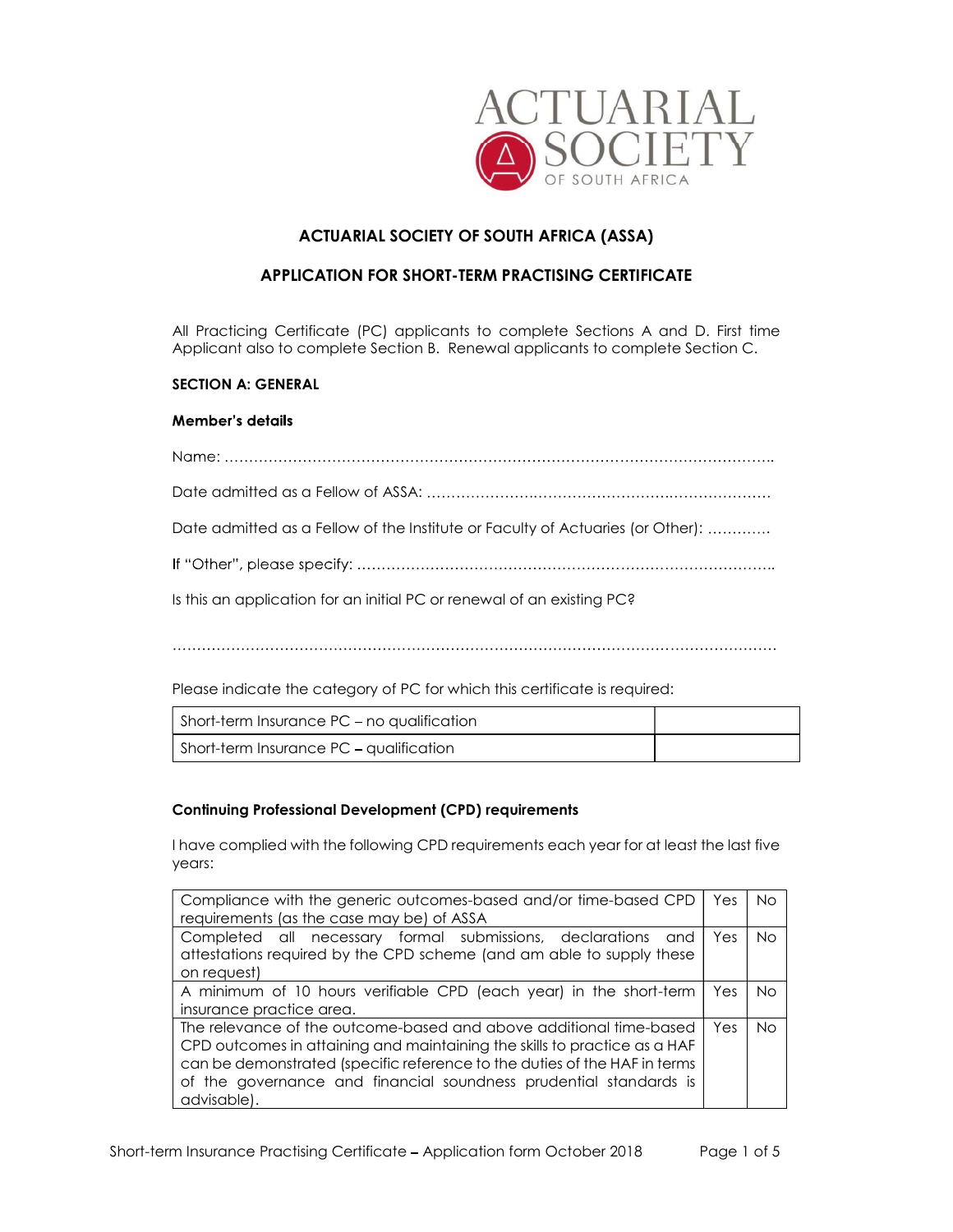# ACTUARIAL SOCIETY OF SOUTH AFRICA (ASSA)

## APPLICATION FOR SHORT-TERM PRACTISING CERTIFICATE

All Practicing Certificate (PC) applicants to complete Sections A and D. First time Applicant also to complete Section B. Renewal applicants to complete Section C.

### SECTION A: GENERAL

**Member's details**

Name: ……………………………………………………………………………………………………..

Date admitted as a Fellow of ASSA: ………………………………………………………………

Date admitted as a Fellow of the Institute or Faculty of Actuaries (or Other): ………….

If "Other", please specify: …………………………………………………………………………..

Is this an application for an initial PC or renewal of an existing PC?

……………………………………………………………………………………………………………

Please indicate the category of PC for which this certificate is required:

| | |
|---|---|
| Short-term Insurance PC – no qualification | |
| Short-term Insurance PC – qualification | |

**Continuing Professional Development (CPD) requirements**

I have complied with the following CPD requirements each year for at least the last five years:

| | | |
|---|---|---|
| Compliance with the generic outcomes-based and/or time-based CPD requirements (as the case may be) of ASSA | Yes | No |
| Completed all necessary formal submissions, declarations and attestations required by the CPD scheme (and am able to supply these on request) | Yes | No |
| A minimum of 10 hours verifiable CPD (each year) in the short-term insurance practice area. | Yes | No |
| The relevance of the outcome-based and above additional time-based CPD outcomes in attaining and maintaining the skills to practice as a HAF can be demonstrated (specific reference to the duties of the HAF in terms of the governance and financial soundness prudential standards is advisable). | Yes | No |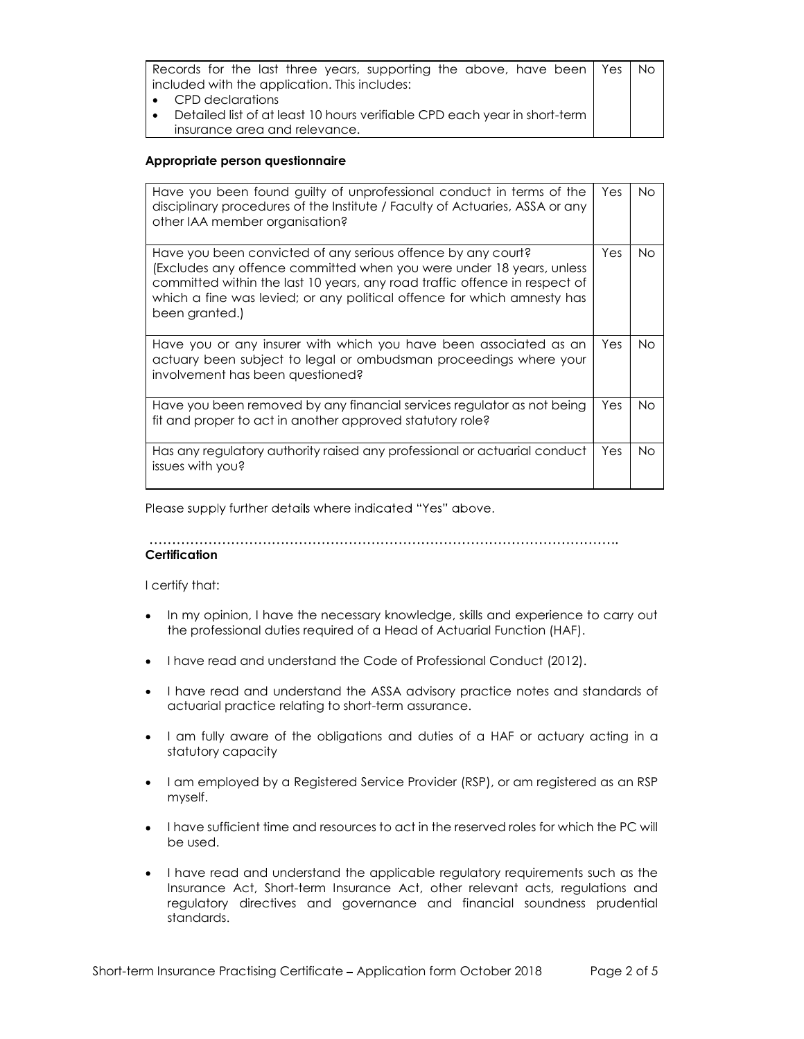| Records for the last three years, supporting the above, have been included with the application. This includes:<br>• CPD declarations<br>• Detailed list of at least 10 hours verifiable CPD each year in short-term insurance area and relevance. | Yes | No |
|---|---|---|

**Appropriate person questionnaire**

| Have you been found guilty of unprofessional conduct in terms of the disciplinary procedures of the Institute / Faculty of Actuaries, ASSA or any other IAA member organisation? | Yes | No |
|---|---|---|
| Have you been convicted of any serious offence by any court? (Excludes any offence committed when you were under 18 years, unless committed within the last 10 years, any road traffic offence in respect of which a fine was levied; or any political offence for which amnesty has been granted.) | Yes | No |
| Have you or any insurer with which you have been associated as an actuary been subject to legal or ombudsman proceedings where your involvement has been questioned? | Yes | No |
| Have you been removed by any financial services regulator as not being fit and proper to act in another approved statutory role? | Yes | No |
| Has any regulatory authority raised any professional or actuarial conduct issues with you? | Yes | No |

Please supply further details where indicated "Yes" above.

………………………………………………………………………………………………….

**Certification**

I certify that:

- In my opinion, I have the necessary knowledge, skills and experience to carry out the professional duties required of a Head of Actuarial Function (HAF).
- I have read and understand the Code of Professional Conduct (2012).
- I have read and understand the ASSA advisory practice notes and standards of actuarial practice relating to short-term assurance.
- I am fully aware of the obligations and duties of a HAF or actuary acting in a statutory capacity
- I am employed by a Registered Service Provider (RSP), or am registered as an RSP myself.
- I have sufficient time and resources to act in the reserved roles for which the PC will be used.
- I have read and understand the applicable regulatory requirements such as the Insurance Act, Short-term Insurance Act, other relevant acts, regulations and regulatory directives and governance and financial soundness prudential standards.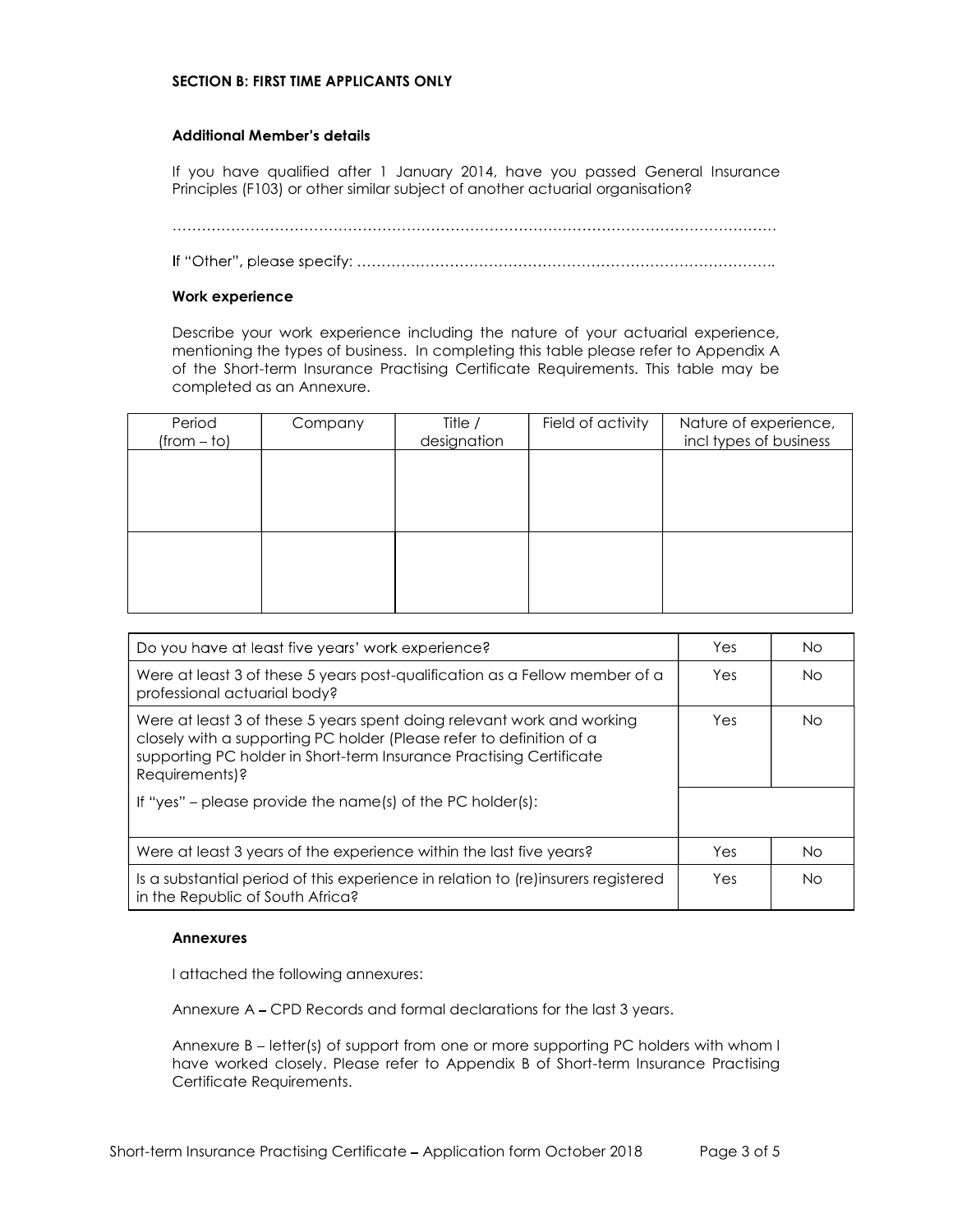**SECTION B: FIRST TIME APPLICANTS ONLY**

**Additional Member's details**

If you have qualified after 1 January 2014, have you passed General Insurance Principles (F103) or other similar subject of another actuarial organisation?

……………………………………………………………………………………………………………

If "Other", please specify: ……………………………………………………………………………..

**Work experience**

Describe your work experience including the nature of your actuarial experience, mentioning the types of business. In completing this table please refer to Appendix A of the Short-term Insurance Practising Certificate Requirements. This table may be completed as an Annexure.

| Period (from – to) | Company | Title / designation | Field of activity | Nature of experience, incl types of business |
|---|---|---|---|---|
| | | | | |
| | | | | |

| | | |
|---|---|---|
| Do you have at least five years' work experience? | Yes | No |
| Were at least 3 of these 5 years post-qualification as a Fellow member of a professional actuarial body? | Yes | No |
| Were at least 3 of these 5 years spent doing relevant work and working closely with a supporting PC holder (Please refer to definition of a supporting PC holder in Short-term Insurance Practising Certificate Requirements)? | Yes | No |
| If "yes" – please provide the name(s) of the PC holder(s): | | |
| Were at least 3 years of the experience within the last five years? | Yes | No |
| Is a substantial period of this experience in relation to (re)insurers registered in the Republic of South Africa? | Yes | No |

**Annexures**

I attached the following annexures:

Annexure A – CPD Records and formal declarations for the last 3 years.

Annexure B – letter(s) of support from one or more supporting PC holders with whom I have worked closely. Please refer to Appendix B of Short-term Insurance Practising Certificate Requirements.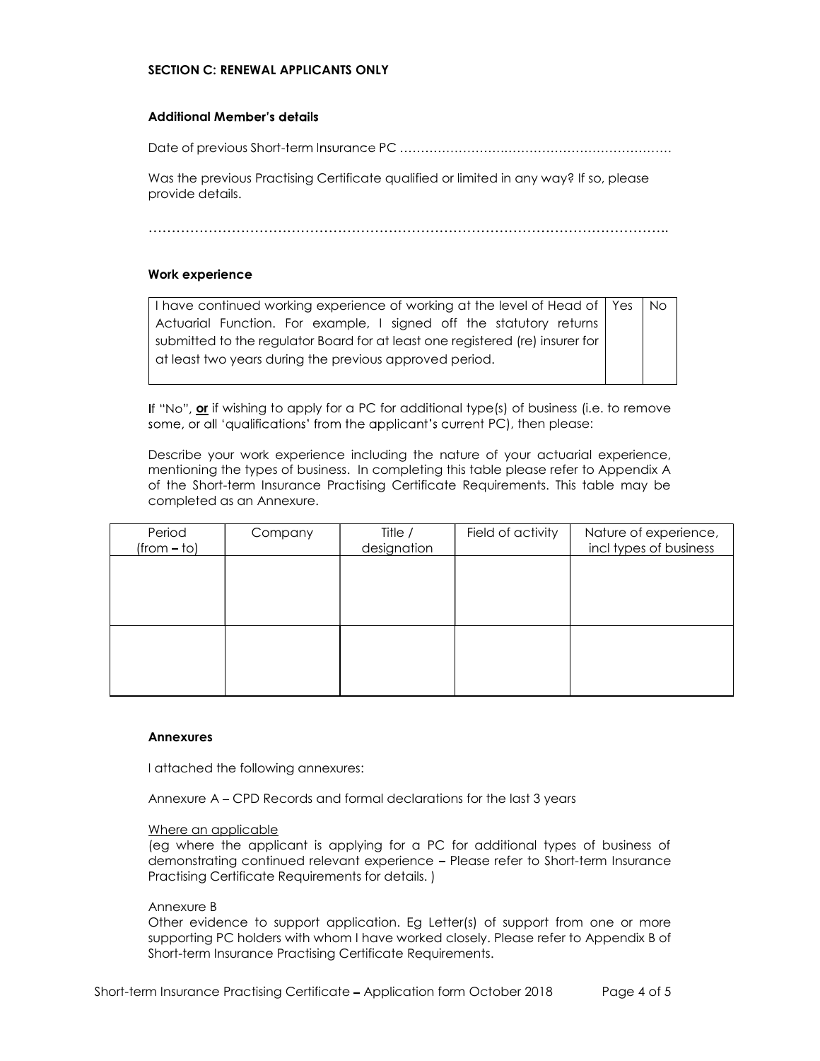### SECTION C: RENEWAL APPLICANTS ONLY

#### Additional Member's details

Date of previous Short-term Insurance PC ……………………………………………………………

Was the previous Practising Certificate qualified or limited in any way? If so, please provide details.

…………………………………………………………………………………………………….

#### Work experience

| I have continued working experience of working at the level of Head of Actuarial Function. For example, I signed off the statutory returns submitted to the regulator Board for at least one registered (re) insurer for at least two years during the previous approved period. | Yes | No |
|---|---|---|

If "No", **or** if wishing to apply for a PC for additional type(s) of business (i.e. to remove some, or all 'qualifications' from the applicant's current PC), then please:

Describe your work experience including the nature of your actuarial experience, mentioning the types of business. In completing this table please refer to Appendix A of the Short-term Insurance Practising Certificate Requirements. This table may be completed as an Annexure.

| Period (from – to) | Company | Title / designation | Field of activity | Nature of experience, incl types of business |
|---|---|---|---|---|
| | | | | |
| | | | | |

#### Annexures

I attached the following annexures:

Annexure A – CPD Records and formal declarations for the last 3 years

Where an applicable

(eg where the applicant is applying for a PC for additional types of business of demonstrating continued relevant experience – Please refer to Short-term Insurance Practising Certificate Requirements for details. )

Annexure B

Other evidence to support application. Eg Letter(s) of support from one or more supporting PC holders with whom I have worked closely. Please refer to Appendix B of Short-term Insurance Practising Certificate Requirements.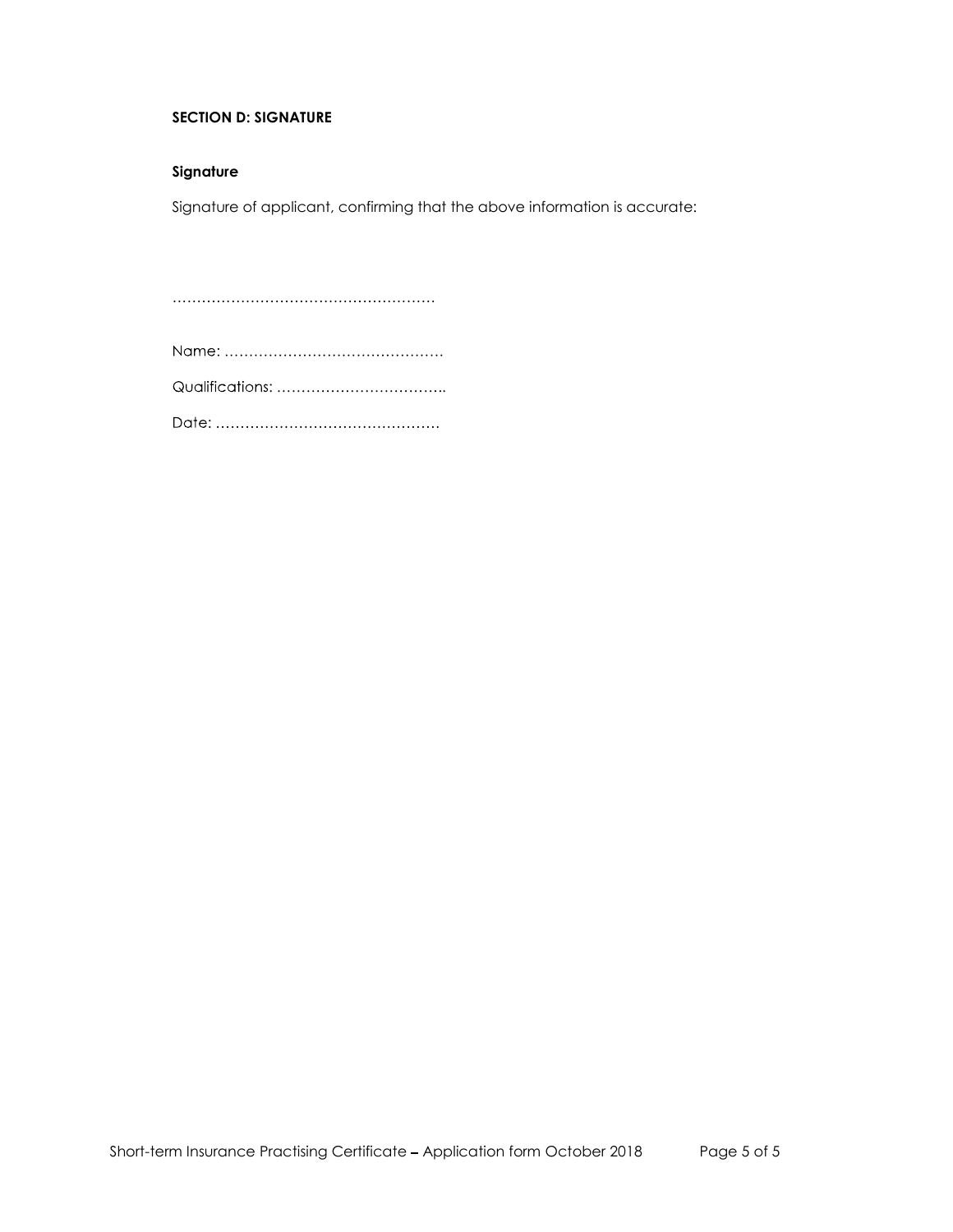**SECTION D: SIGNATURE**

**Signature**

Signature of applicant, confirming that the above information is accurate:

………………………………………………

Name: ………………………………………

Qualifications: ……………………………..

Date: ………………………………………